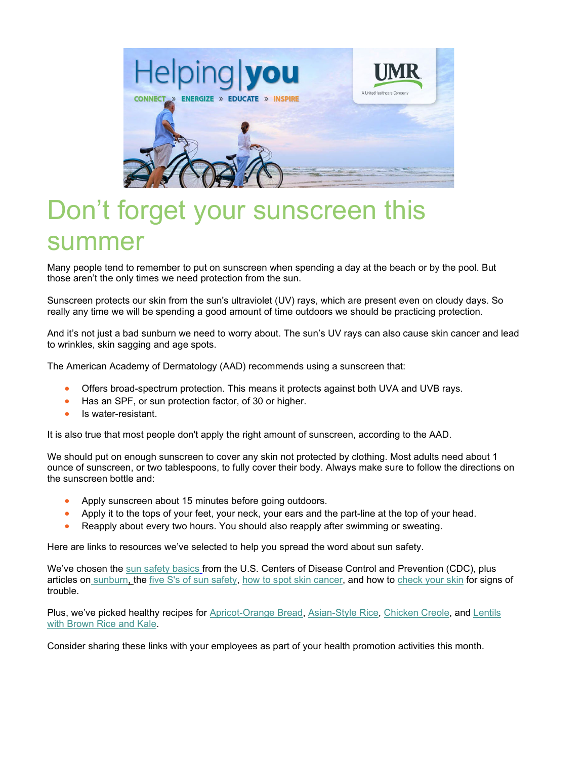# Don't forget your sunscreen this summer

Many people tend to remember to put on sunscreen when spending a day at the beach or by the pool. But those aren't the only times we need protection from the sun.

Sunscreen protects our skin from the sun's ultraviolet (UV) rays, which are present even on cloudy days. So really any time we will be spending a good amount of time outdoors we should be practicing protection.

And it's not just a bad sunburn we need to worry about. The sun's UV rays can also cause skin cancer and lead to wrinkles, skin sagging and age spots.

The American Academy of Dermatology (AAD) recommends using a sunscreen that:

- Offers broad-spectrum protection. This means it protects against both UVA and UVB rays.
- Has an SPF, or sun protection factor, of 30 or higher.
- Is water-resistant.

It is also true that most people don't apply the right amount of sunscreen, according to the AAD.

We should put on enough sunscreen to cover any skin not protected by clothing. Most adults need about 1 ounce of sunscreen, or two tablespoons, to fully cover their body. Always make sure to follow the directions on the sunscreen bottle and:

- Apply sunscreen about 15 minutes before going outdoors.
- Apply it to the tops of your feet, your neck, your ears and the part-line at the top of your head.
- Reapply about every two hours. You should also reapply after swimming or sweating.

Here are links to resources we've selected to help you spread the word about sun safety.

We've chosen the sun safety basics from the U.S. Centers of Disease Control and Prevention (CDC), plus articles on sunburn, the five S's of sun safety, how to spot skin cancer, and how to check your skin for signs of trouble.

Plus, we've picked healthy recipes for Apricot-Orange Bread, Asian-Style Rice, Chicken Creole, and Lentils with Brown Rice and Kale.

Consider sharing these links with your employees as part of your health promotion activities this month.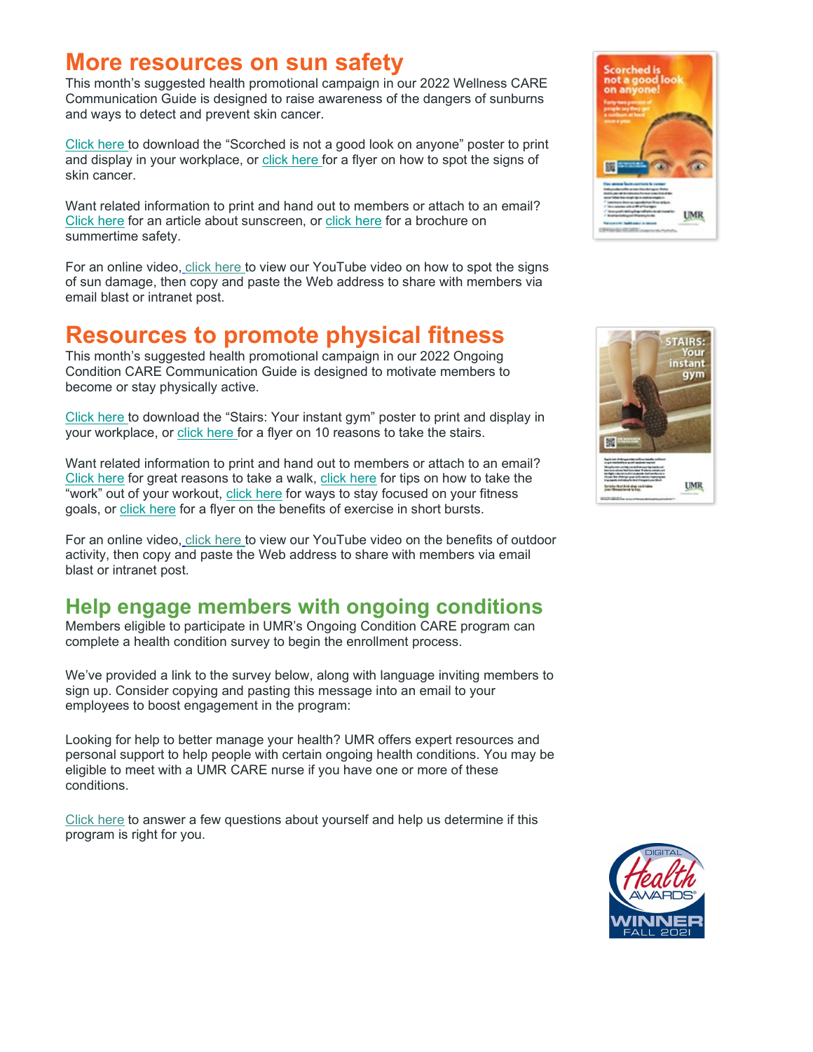## More resources on sun safety

This month's suggested health promotional campaign in our 2022 Wellness CARE Communication Guide is designed to raise awareness of the dangers of sunburns and ways to detect and prevent skin cancer.

Click here to download the "Scorched is not a good look on anyone" poster to print and display in your workplace, or click here for a flyer on how to spot the signs of skin cancer.

Want related information to print and hand out to members or attach to an email? Click here for an article about sunscreen, or click here for a brochure on summertime safety.

For an online video, click here to view our YouTube video on how to spot the signs of sun damage, then copy and paste the Web address to share with members via email blast or intranet post.

## Resources to promote physical fitness

This month's suggested health promotional campaign in our 2022 Ongoing Condition CARE Communication Guide is designed to motivate members to become or stay physically active.

Click here to download the "Stairs: Your instant gym" poster to print and display in your workplace, or click here for a flyer on 10 reasons to take the stairs.

Want related information to print and hand out to members or attach to an email? Click here for great reasons to take a walk, click here for tips on how to take the "work" out of your workout, click here for ways to stay focused on your fitness goals, or click here for a flyer on the benefits of exercise in short bursts.

For an online video, click here to view our YouTube video on the benefits of outdoor activity, then copy and paste the Web address to share with members via email blast or intranet post.

## Help engage members with ongoing conditions

Members eligible to participate in UMR's Ongoing Condition CARE program can complete a health condition survey to begin the enrollment process.

We've provided a link to the survey below, along with language inviting members to sign up. Consider copying and pasting this message into an email to your employees to boost engagement in the program:

Looking for help to better manage your health? UMR offers expert resources and personal support to help people with certain ongoing health conditions. You may be eligible to meet with a UMR CARE nurse if you have one or more of these conditions.

Click here to answer a few questions about yourself and help us determine if this program is right for you.